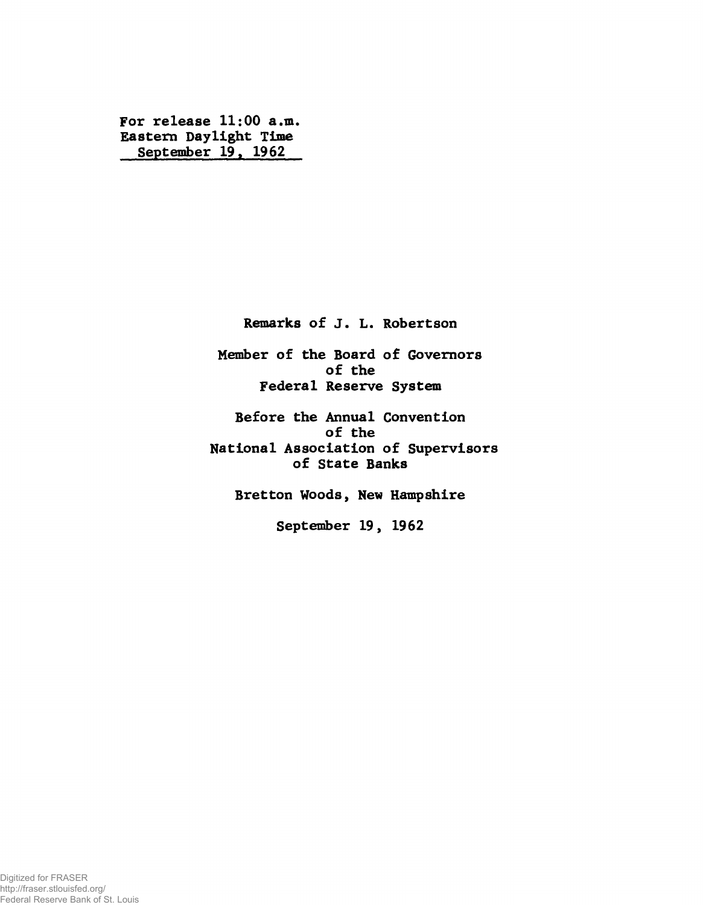For release 11:00 a.m.
Eastern Daylight Time
September 19, 1962

Remarks of J. L. Robertson

Member of the Board of Governors
of the
Federal Reserve System

Before the Annual Convention
of the
National Association of Supervisors
of State Banks

Bretton Woods, New Hampshire

September 19, 1962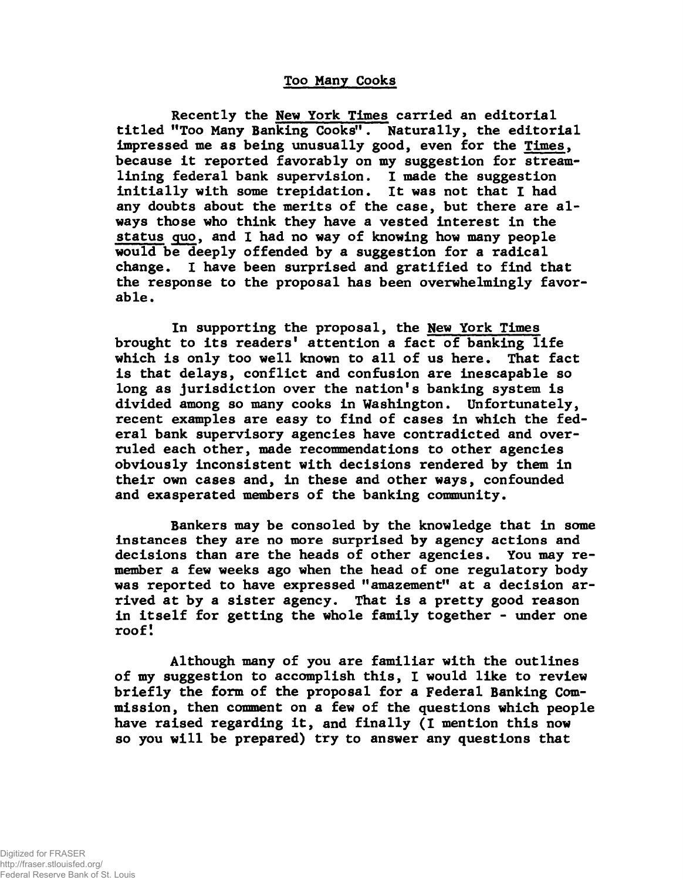## Too Many Cooks

Recently the *New York Times* carried an editorial titled "Too Many Banking Cooks". Naturally, the editorial impressed me as being unusually good, even for the *Times*, because it reported favorably on my suggestion for streamlining federal bank supervision. I made the suggestion initially with some trepidation. It was not that I had any doubts about the merits of the case, but there are always those who think they have a vested interest in the *status quo*, and I had no way of knowing how many people would be deeply offended by a suggestion for a radical change. I have been surprised and gratified to find that the response to the proposal has been overwhelmingly favorable.

In supporting the proposal, the *New York Times* brought to its readers' attention a fact of banking life which is only too well known to all of us here. That fact is that delays, conflict and confusion are inescapable so long as jurisdiction over the nation's banking system is divided among so many cooks in Washington. Unfortunately, recent examples are easy to find of cases in which the federal bank supervisory agencies have contradicted and overruled each other, made recommendations to other agencies obviously inconsistent with decisions rendered by them in their own cases and, in these and other ways, confounded and exasperated members of the banking community.

Bankers may be consoled by the knowledge that in some instances they are no more surprised by agency actions and decisions than are the heads of other agencies. You may remember a few weeks ago when the head of one regulatory body was reported to have expressed "amazement" at a decision arrived at by a sister agency. That is a pretty good reason in itself for getting the whole family together - under one roof!

Although many of you are familiar with the outlines of my suggestion to accomplish this, I would like to review briefly the form of the proposal for a Federal Banking Commission, then comment on a few of the questions which people have raised regarding it, and finally (I mention this now so you will be prepared) try to answer any questions that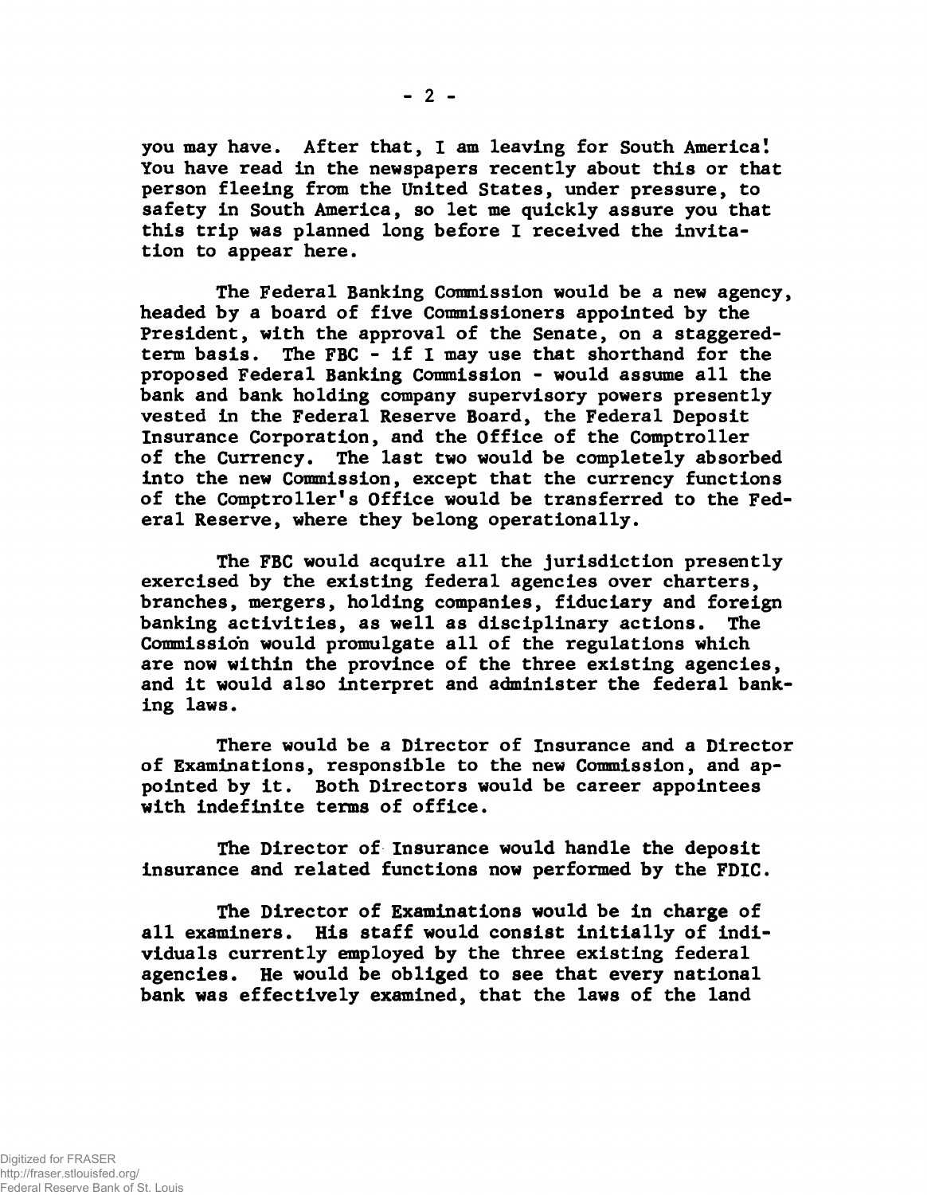you may have. After that, I am leaving for South America! You have read in the newspapers recently about this or that person fleeing from the United States, under pressure, to safety in South America, so let me quickly assure you that this trip was planned long before I received the invitation to appear here.

The Federal Banking Commission would be a new agency, headed by a board of five Commissioners appointed by the President, with the approval of the Senate, on a staggered-term basis. The FBC - if I may use that shorthand for the proposed Federal Banking Commission - would assume all the bank and bank holding company supervisory powers presently vested in the Federal Reserve Board, the Federal Deposit Insurance Corporation, and the Office of the Comptroller of the Currency. The last two would be completely absorbed into the new Commission, except that the currency functions of the Comptroller's Office would be transferred to the Federal Reserve, where they belong operationally.

The FBC would acquire all the jurisdiction presently exercised by the existing federal agencies over charters, branches, mergers, holding companies, fiduciary and foreign banking activities, as well as disciplinary actions. The Commission would promulgate all of the regulations which are now within the province of the three existing agencies, and it would also interpret and administer the federal banking laws.

There would be a Director of Insurance and a Director of Examinations, responsible to the new Commission, and appointed by it. Both Directors would be career appointees with indefinite terms of office.

The Director of Insurance would handle the deposit insurance and related functions now performed by the FDIC.

The Director of Examinations would be in charge of all examiners. His staff would consist initially of individuals currently employed by the three existing federal agencies. He would be obliged to see that every national bank was effectively examined, that the laws of the land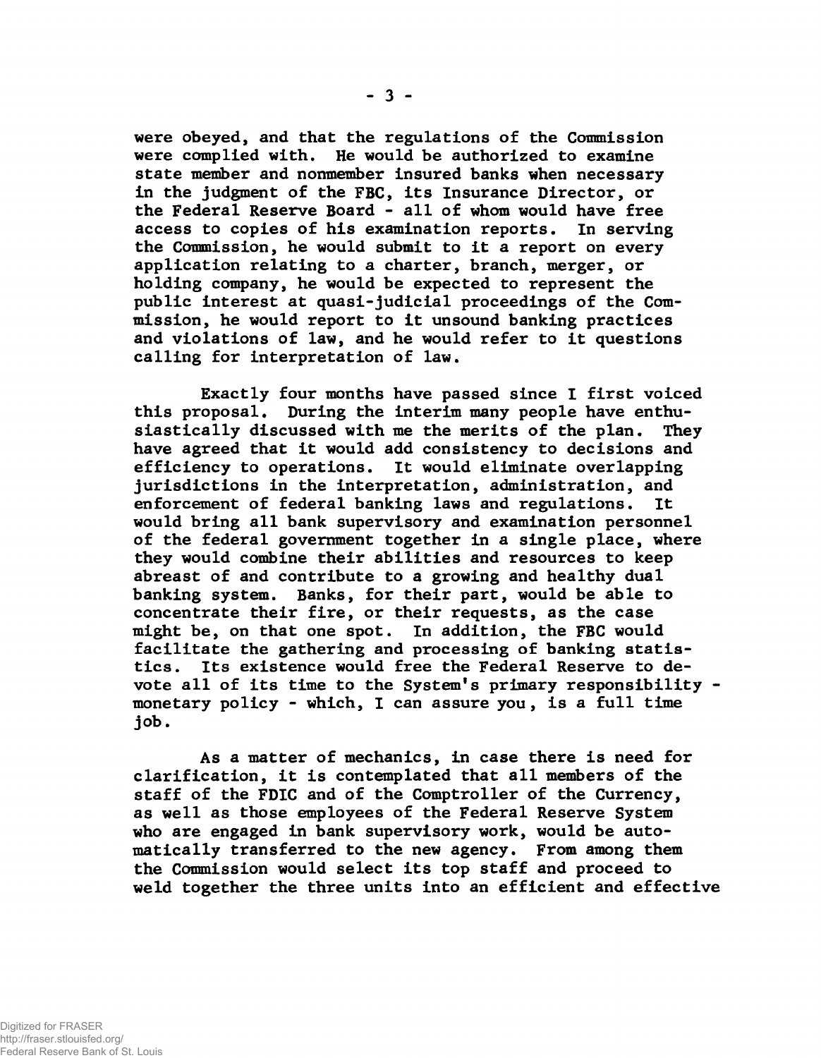were obeyed, and that the regulations of the Commission were complied with. He would be authorized to examine state member and nonmember insured banks when necessary in the judgment of the FBC, its Insurance Director, or the Federal Reserve Board - all of whom would have free access to copies of his examination reports. In serving the Commission, he would submit to it a report on every application relating to a charter, branch, merger, or holding company, he would be expected to represent the public interest at quasi-judicial proceedings of the Commission, he would report to it unsound banking practices and violations of law, and he would refer to it questions calling for interpretation of law.

Exactly four months have passed since I first voiced this proposal. During the interim many people have enthusiastically discussed with me the merits of the plan. They have agreed that it would add consistency to decisions and efficiency to operations. It would eliminate overlapping jurisdictions in the interpretation, administration, and enforcement of federal banking laws and regulations. It would bring all bank supervisory and examination personnel of the federal government together in a single place, where they would combine their abilities and resources to keep abreast of and contribute to a growing and healthy dual banking system. Banks, for their part, would be able to concentrate their fire, or their requests, as the case might be, on that one spot. In addition, the FBC would facilitate the gathering and processing of banking statistics. Its existence would free the Federal Reserve to devote all of its time to the System's primary responsibility - monetary policy - which, I can assure you, is a full time job.

As a matter of mechanics, in case there is need for clarification, it is contemplated that all members of the staff of the FDIC and of the Comptroller of the Currency, as well as those employees of the Federal Reserve System who are engaged in bank supervisory work, would be automatically transferred to the new agency. From among them the Commission would select its top staff and proceed to weld together the three units into an efficient and effective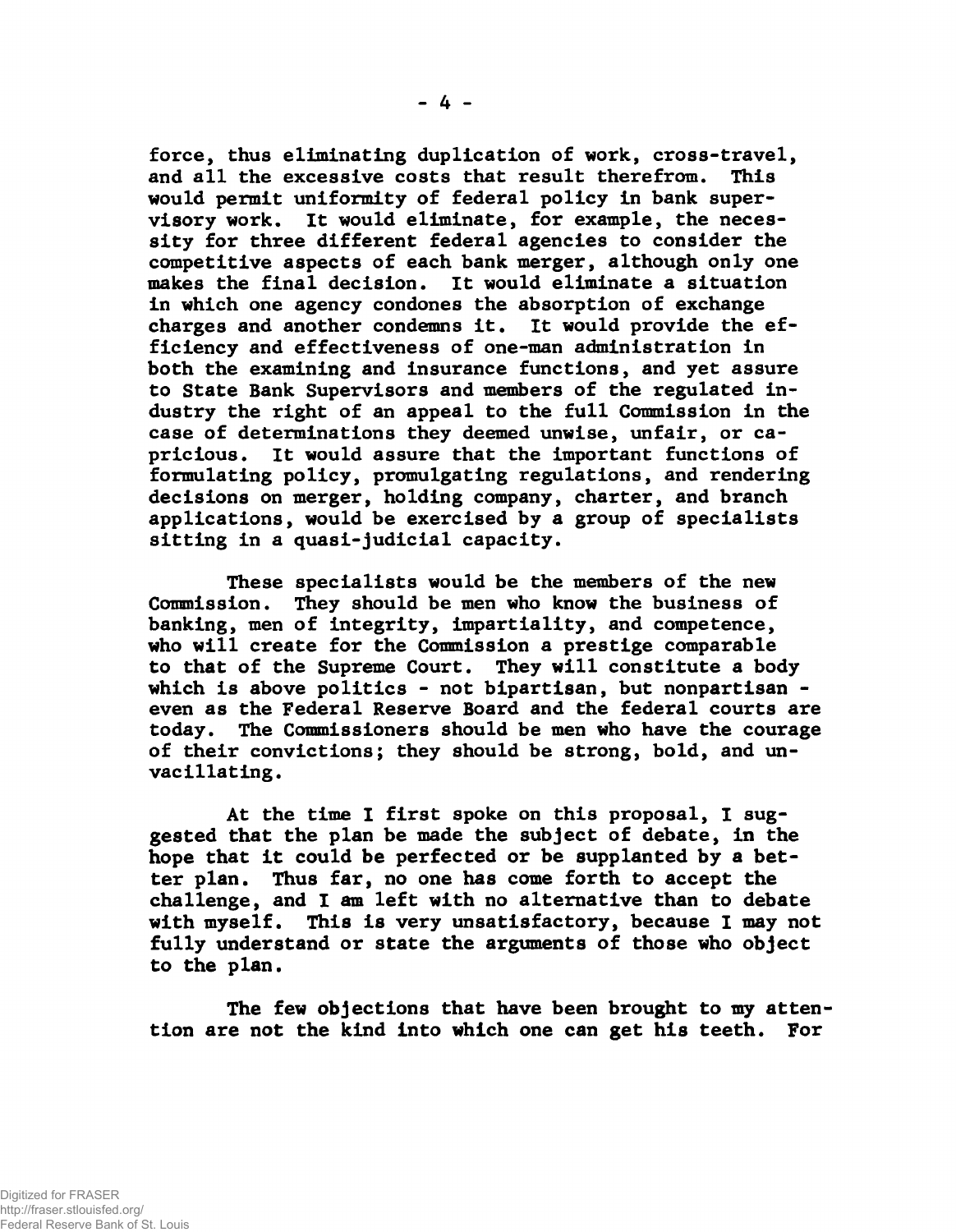force, thus eliminating duplication of work, cross-travel, and all the excessive costs that result therefrom. This would permit uniformity of federal policy in bank supervisory work. It would eliminate, for example, the necessity for three different federal agencies to consider the competitive aspects of each bank merger, although only one makes the final decision. It would eliminate a situation in which one agency condones the absorption of exchange charges and another condemns it. It would provide the efficiency and effectiveness of one-man administration in both the examining and insurance functions, and yet assure to State Bank Supervisors and members of the regulated industry the right of an appeal to the full Commission in the case of determinations they deemed unwise, unfair, or capricious. It would assure that the important functions of formulating policy, promulgating regulations, and rendering decisions on merger, holding company, charter, and branch applications, would be exercised by a group of specialists sitting in a quasi-judicial capacity.

These specialists would be the members of the new Commission. They should be men who know the business of banking, men of integrity, impartiality, and competence, who will create for the Commission a prestige comparable to that of the Supreme Court. They will constitute a body which is above politics - not bipartisan, but nonpartisan - even as the Federal Reserve Board and the federal courts are today. The Commissioners should be men who have the courage of their convictions; they should be strong, bold, and unvacillating.

At the time I first spoke on this proposal, I suggested that the plan be made the subject of debate, in the hope that it could be perfected or be supplanted by a better plan. Thus far, no one has come forth to accept the challenge, and I am left with no alternative than to debate with myself. This is very unsatisfactory, because I may not fully understand or state the arguments of those who object to the plan.

The few objections that have been brought to my attention are not the kind into which one can get his teeth. For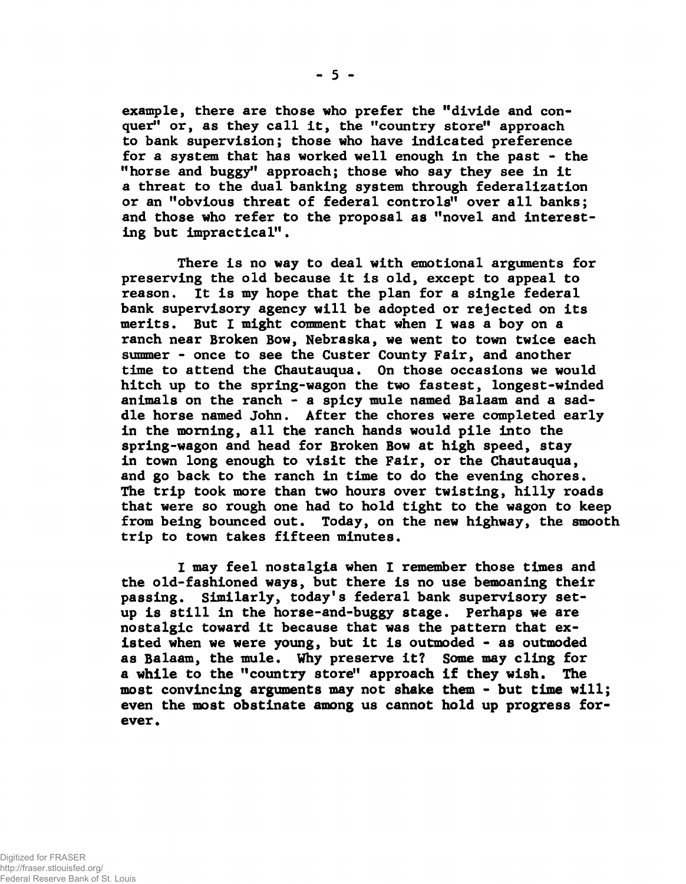example, there are those who prefer the "divide and conquer" or, as they call it, the "country store" approach to bank supervision; those who have indicated preference for a system that has worked well enough in the past - the "horse and buggy" approach; those who say they see in it a threat to the dual banking system through federalization or an "obvious threat of federal controls" over all banks; and those who refer to the proposal as "novel and interesting but impractical".

There is no way to deal with emotional arguments for preserving the old because it is old, except to appeal to reason. It is my hope that the plan for a single federal bank supervisory agency will be adopted or rejected on its merits. But I might comment that when I was a boy on a ranch near Broken Bow, Nebraska, we went to town twice each summer - once to see the Custer County Fair, and another time to attend the Chautauqua. On those occasions we would hitch up to the spring-wagon the two fastest, longest-winded animals on the ranch - a spicy mule named Balaam and a saddle horse named John. After the chores were completed early in the morning, all the ranch hands would pile into the spring-wagon and head for Broken Bow at high speed, stay in town long enough to visit the Fair, or the Chautauqua, and go back to the ranch in time to do the evening chores. The trip took more than two hours over twisting, hilly roads that were so rough one had to hold tight to the wagon to keep from being bounced out. Today, on the new highway, the smooth trip to town takes fifteen minutes.

I may feel nostalgia when I remember those times and the old-fashioned ways, but there is no use bemoaning their passing. Similarly, today's federal bank supervisory setup is still in the horse-and-buggy stage. Perhaps we are nostalgic toward it because that was the pattern that existed when we were young, but it is outmoded - as outmoded as Balaam, the mule. Why preserve it? Some may cling for a while to the "country store" approach if they wish. The most convincing arguments may not shake them - but time will; even the most obstinate among us cannot hold up progress forever.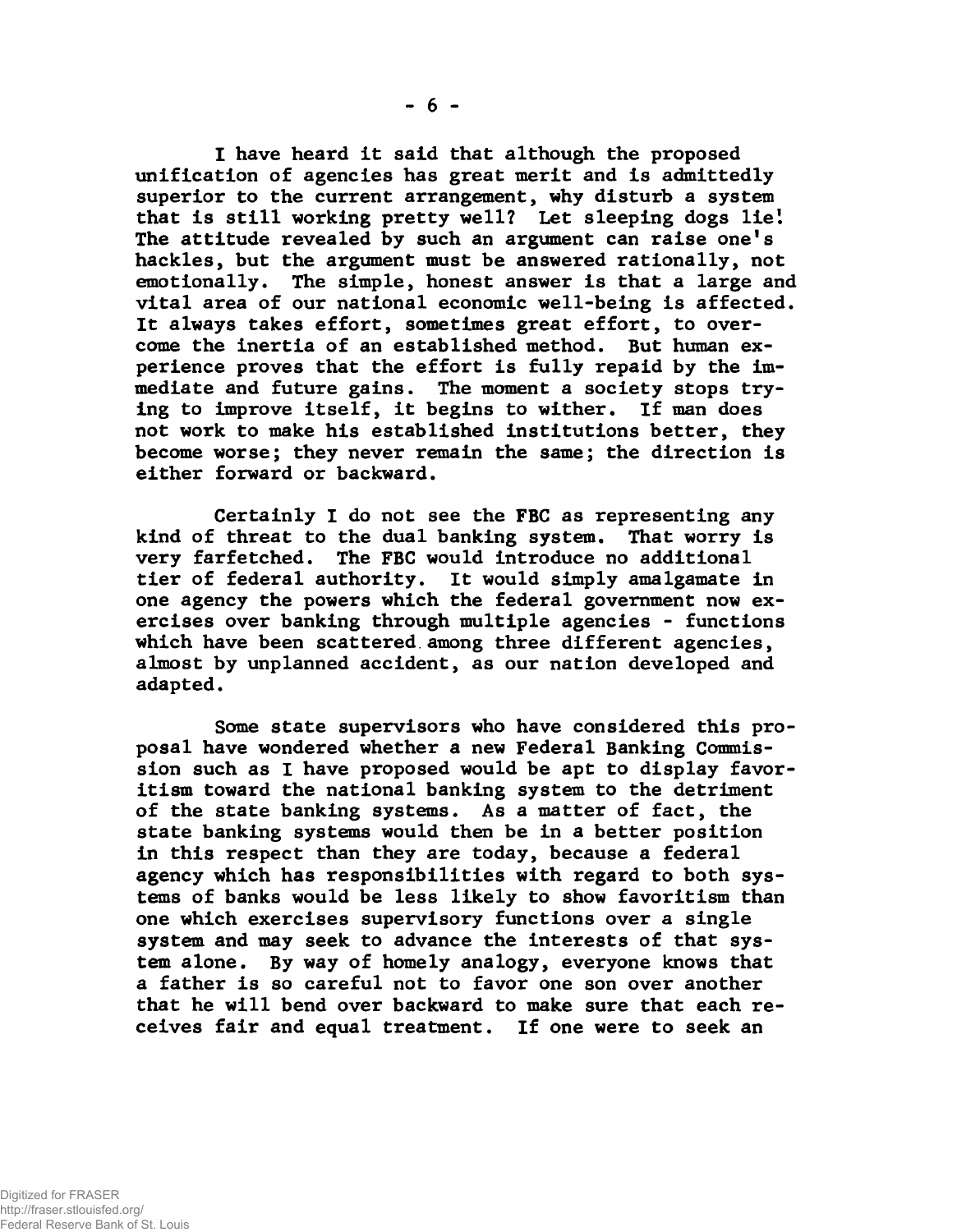I have heard it said that although the proposed unification of agencies has great merit and is admittedly superior to the current arrangement, why disturb a system that is still working pretty well? Let sleeping dogs lie! The attitude revealed by such an argument can raise one's hackles, but the argument must be answered rationally, not emotionally. The simple, honest answer is that a large and vital area of our national economic well-being is affected. It always takes effort, sometimes great effort, to overcome the inertia of an established method. But human experience proves that the effort is fully repaid by the immediate and future gains. The moment a society stops trying to improve itself, it begins to wither. If man does not work to make his established institutions better, they become worse; they never remain the same; the direction is either forward or backward.

Certainly I do not see the FBC as representing any kind of threat to the dual banking system. That worry is very farfetched. The FBC would introduce no additional tier of federal authority. It would simply amalgamate in one agency the powers which the federal government now exercises over banking through multiple agencies - functions which have been scattered among three different agencies, almost by unplanned accident, as our nation developed and adapted.

Some state supervisors who have considered this proposal have wondered whether a new Federal Banking Commission such as I have proposed would be apt to display favoritism toward the national banking system to the detriment of the state banking systems. As a matter of fact, the state banking systems would then be in a better position in this respect than they are today, because a federal agency which has responsibilities with regard to both systems of banks would be less likely to show favoritism than one which exercises supervisory functions over a single system and may seek to advance the interests of that system alone. By way of homely analogy, everyone knows that a father is so careful not to favor one son over another that he will bend over backward to make sure that each receives fair and equal treatment. If one were to seek an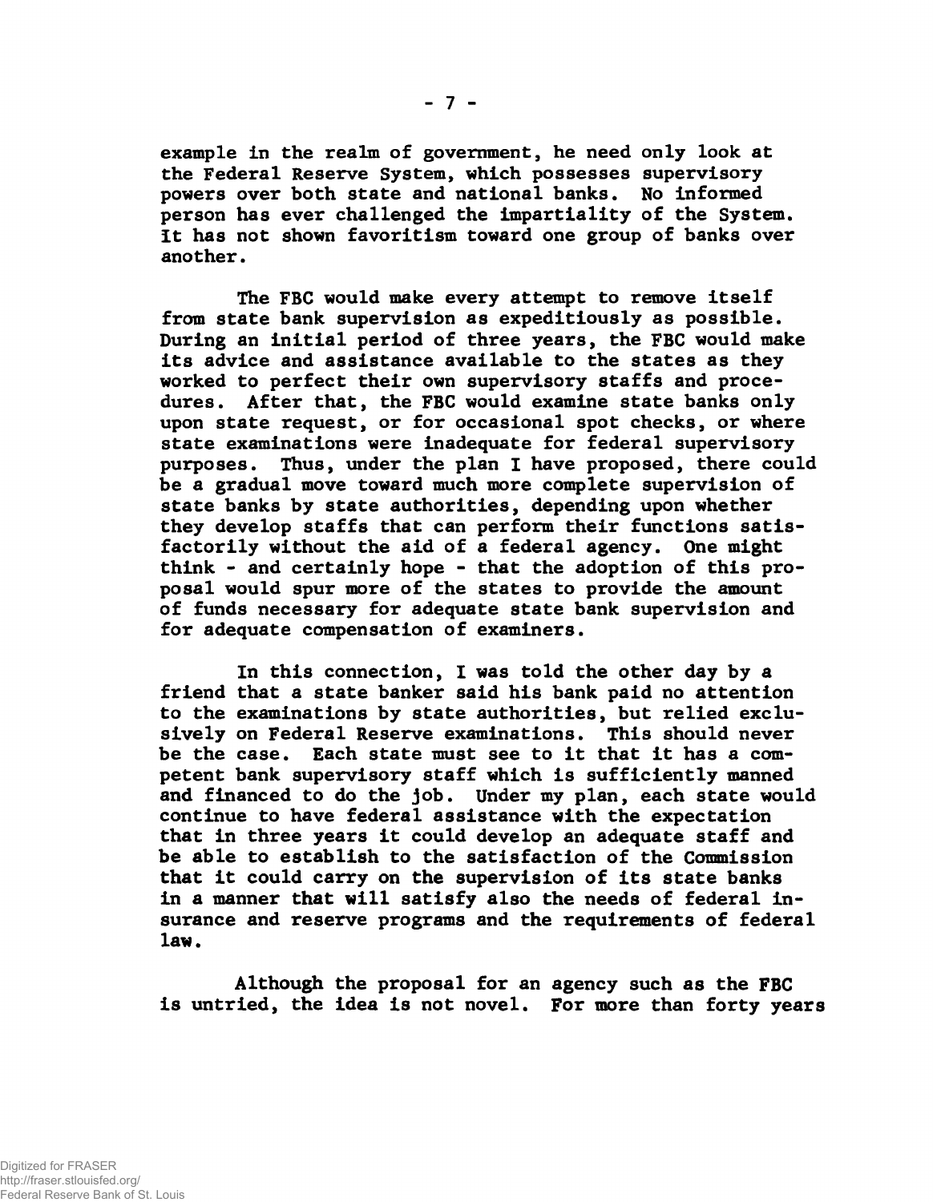example in the realm of government, he need only look at the Federal Reserve System, which possesses supervisory powers over both state and national banks. No informed person has ever challenged the impartiality of the System. It has not shown favoritism toward one group of banks over another.

The FBC would make every attempt to remove itself from state bank supervision as expeditiously as possible. During an initial period of three years, the FBC would make its advice and assistance available to the states as they worked to perfect their own supervisory staffs and procedures. After that, the FBC would examine state banks only upon state request, or for occasional spot checks, or where state examinations were inadequate for federal supervisory purposes. Thus, under the plan I have proposed, there could be a gradual move toward much more complete supervision of state banks by state authorities, depending upon whether they develop staffs that can perform their functions satisfactorily without the aid of a federal agency. One might think - and certainly hope - that the adoption of this proposal would spur more of the states to provide the amount of funds necessary for adequate state bank supervision and for adequate compensation of examiners.

In this connection, I was told the other day by a friend that a state banker said his bank paid no attention to the examinations by state authorities, but relied exclusively on Federal Reserve examinations. This should never be the case. Each state must see to it that it has a competent bank supervisory staff which is sufficiently manned and financed to do the job. Under my plan, each state would continue to have federal assistance with the expectation that in three years it could develop an adequate staff and be able to establish to the satisfaction of the Commission that it could carry on the supervision of its state banks in a manner that will satisfy also the needs of federal insurance and reserve programs and the requirements of federal law.

Although the proposal for an agency such as the FBC is untried, the idea is not novel. For more than forty years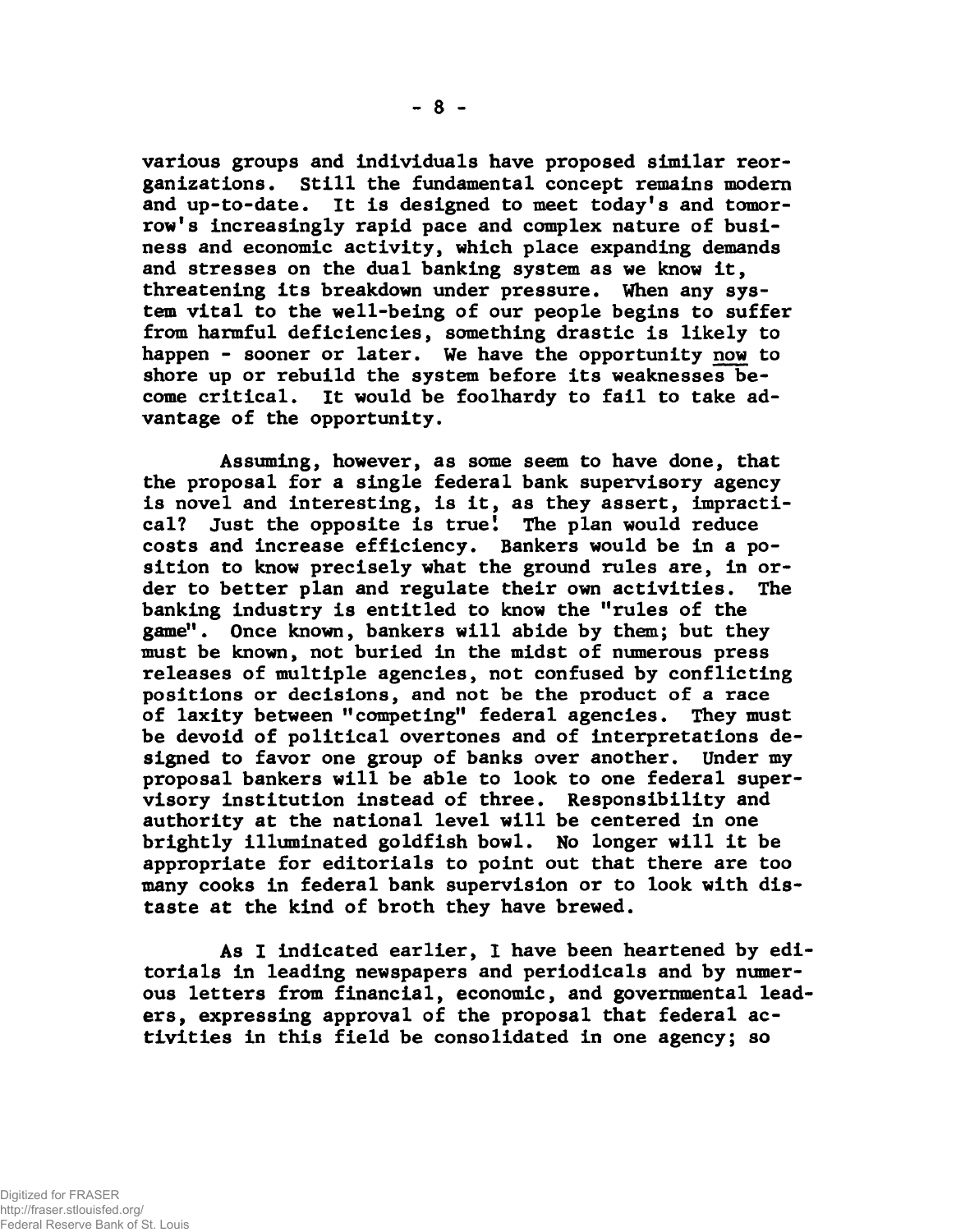various groups and individuals have proposed similar reorganizations. Still the fundamental concept remains modern and up-to-date. It is designed to meet today's and tomorrow's increasingly rapid pace and complex nature of business and economic activity, which place expanding demands and stresses on the dual banking system as we know it, threatening its breakdown under pressure. When any system vital to the well-being of our people begins to suffer from harmful deficiencies, something drastic is likely to happen - sooner or later. We have the opportunity now to shore up or rebuild the system before its weaknesses become critical. It would be foolhardy to fail to take advantage of the opportunity.

Assuming, however, as some seem to have done, that the proposal for a single federal bank supervisory agency is novel and interesting, is it, as they assert, impractical? Just the opposite is true! The plan would reduce costs and increase efficiency. Bankers would be in a position to know precisely what the ground rules are, in order to better plan and regulate their own activities. The banking industry is entitled to know the "rules of the game". Once known, bankers will abide by them; but they must be known, not buried in the midst of numerous press releases of multiple agencies, not confused by conflicting positions or decisions, and not be the product of a race of laxity between "competing" federal agencies. They must be devoid of political overtones and of interpretations designed to favor one group of banks over another. Under my proposal bankers will be able to look to one federal supervisory institution instead of three. Responsibility and authority at the national level will be centered in one brightly illuminated goldfish bowl. No longer will it be appropriate for editorials to point out that there are too many cooks in federal bank supervision or to look with distaste at the kind of broth they have brewed.

As I indicated earlier, I have been heartened by editorials in leading newspapers and periodicals and by numerous letters from financial, economic, and governmental leaders, expressing approval of the proposal that federal activities in this field be consolidated in one agency; so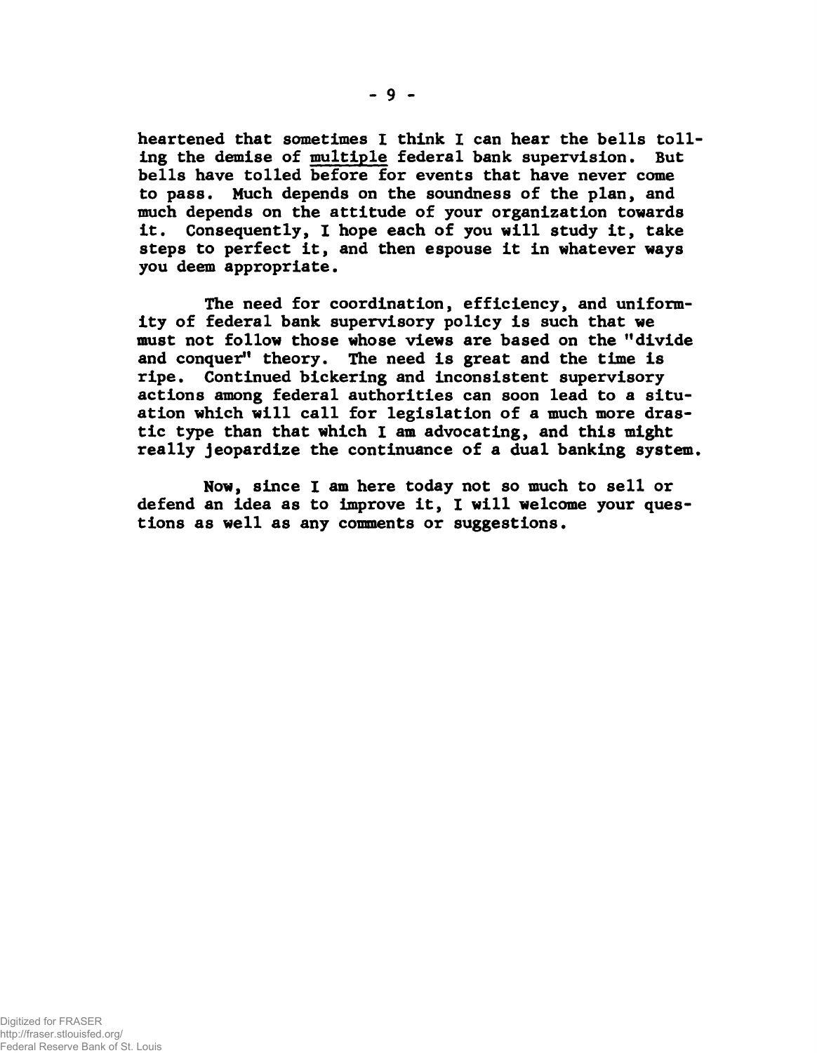heartened that sometimes I think I can hear the bells tolling the demise of multiple federal bank supervision. But bells have tolled before for events that have never come to pass. Much depends on the soundness of the plan, and much depends on the attitude of your organization towards it. Consequently, I hope each of you will study it, take steps to perfect it, and then espouse it in whatever ways you deem appropriate.

The need for coordination, efficiency, and uniformity of federal bank supervisory policy is such that we must not follow those whose views are based on the "divide and conquer" theory. The need is great and the time is ripe. Continued bickering and inconsistent supervisory actions among federal authorities can soon lead to a situation which will call for legislation of a much more drastic type than that which I am advocating, and this might really jeopardize the continuance of a dual banking system.

Now, since I am here today not so much to sell or defend an idea as to improve it, I will welcome your questions as well as any comments or suggestions.